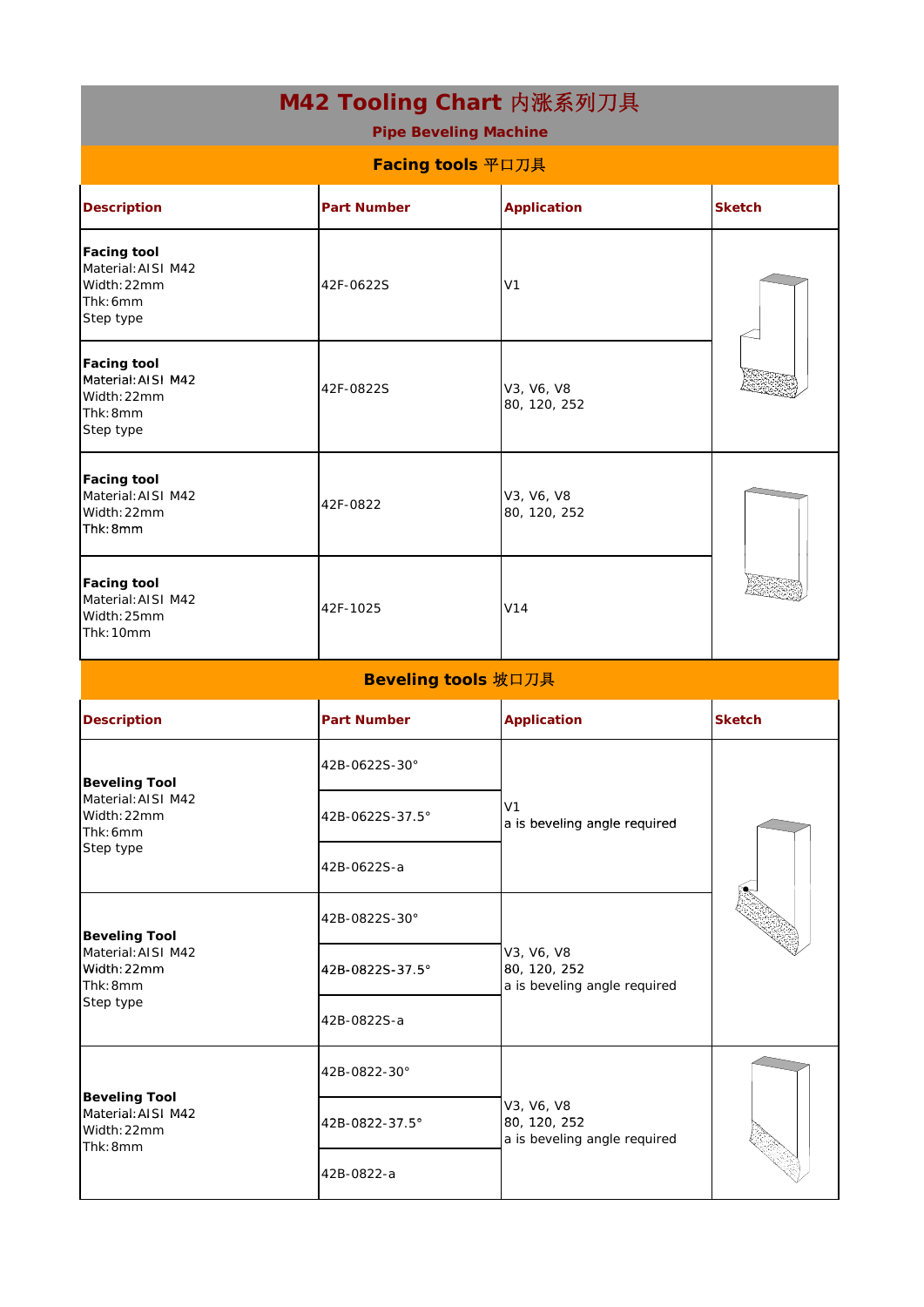# M42 Tooling Chart 内涨系列刀具

## Pipe Beveling Machine

### Facing tools 平口刀具

| Description | Part Number | Application | Sketch |
|---|---|---|---|
| **Facing tool**<br>Material: AISI M42<br>Width: 22mm<br>Thk: 6mm<br>Step type | 42F-0622S | V1 | |
| **Facing tool**<br>Material: AISI M42<br>Width: 22mm<br>Thk: 8mm<br>Step type | 42F-0822S | V3, V6, V8<br>80, 120, 252 | |
| **Facing tool**<br>Material: AISI M42<br>Width: 22mm<br>Thk: 8mm | 42F-0822 | V3, V6, V8<br>80, 120, 252 | |
| **Facing tool**<br>Material: AISI M42<br>Width: 25mm<br>Thk: 10mm | 42F-1025 | V14 | |

### Beveling tools 坡口刀具

| Description | Part Number | Application | Sketch |
|---|---|---|---|
| **Beveling Tool**<br>Material: AISI M42<br>Width: 22mm<br>Thk: 6mm<br>Step type | 42B-0622S-30°<br>42B-0622S-37.5°<br>42B-0622S-a | V1<br>a is beveling angle required | |
| **Beveling Tool**<br>Material: AISI M42<br>Width: 22mm<br>Thk: 8mm<br>Step type | 42B-0822S-30°<br>42B-0822S-37.5°<br>42B-0822S-a | V3, V6, V8<br>80, 120, 252<br>a is beveling angle required | |
| **Beveling Tool**<br>Material: AISI M42<br>Width: 22mm<br>Thk: 8mm | 42B-0822-30°<br>42B-0822-37.5°<br>42B-0822-a | V3, V6, V8<br>80, 120, 252<br>a is beveling angle required | |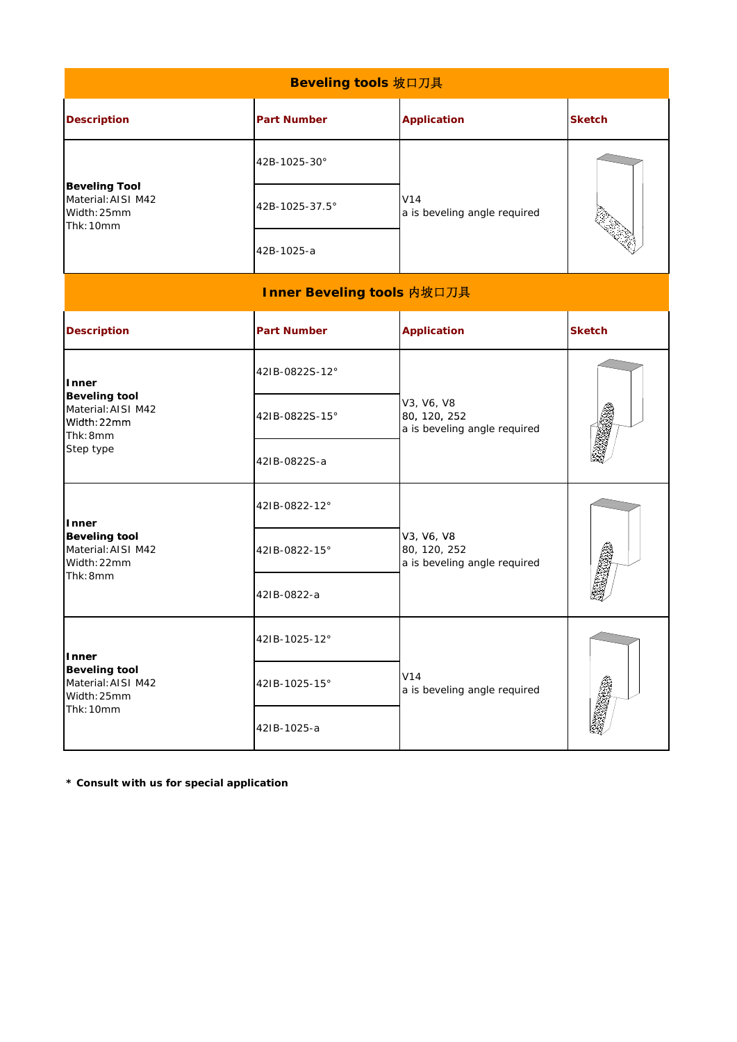## Beveling tools 坡口刀具

| Description | Part Number | Application | Sketch |
|---|---|---|---|
| **Beveling Tool** Material: AISI M42 Width: 25mm Thk: 10mm | 42B-1025-30° | V14 a is beveling angle required | |
| | 42B-1025-37.5° | | |
| | 42B-1025-a | | |

## Inner Beveling tools 内坡口刀具

| Description | Part Number | Application | Sketch |
|---|---|---|---|
| **Inner Beveling tool** Material: AISI M42 Width: 22mm Thk: 8mm Step type | 42IB-0822S-12° | V3, V6, V8 80, 120, 252 a is beveling angle required | |
| | 42IB-0822S-15° | | |
| | 42IB-0822S-a | | |
| **Inner Beveling tool** Material: AISI M42 Width: 22mm Thk: 8mm | 42IB-0822-12° | V3, V6, V8 80, 120, 252 a is beveling angle required | |
| | 42IB-0822-15° | | |
| | 42IB-0822-a | | |
| **Inner Beveling tool** Material: AISI M42 Width: 25mm Thk: 10mm | 42IB-1025-12° | V14 a is beveling angle required | |
| | 42IB-1025-15° | | |
| | 42IB-1025-a | | |

**\* Consult with us for special application**